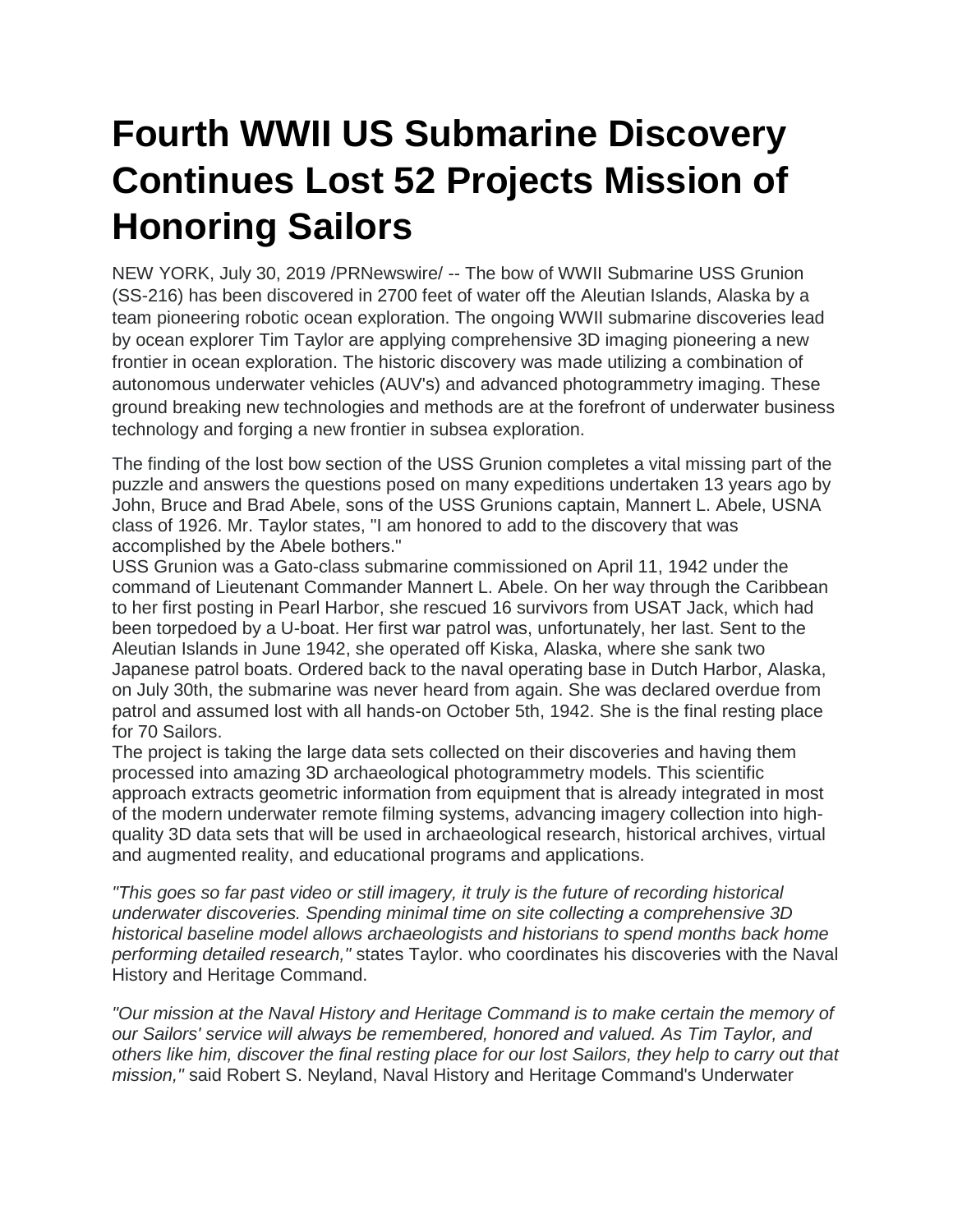# Fourth WWII US Submarine Discovery Continues Lost 52 Projects Mission of Honoring Sailors

NEW YORK, July 30, 2019 /PRNewswire/ -- The bow of WWII Submarine USS Grunion (SS-216) has been discovered in 2700 feet of water off the Aleutian Islands, Alaska by a team pioneering robotic ocean exploration. The ongoing WWII submarine discoveries lead by ocean explorer Tim Taylor are applying comprehensive 3D imaging pioneering a new frontier in ocean exploration. The historic discovery was made utilizing a combination of autonomous underwater vehicles (AUV's) and advanced photogrammetry imaging. These ground breaking new technologies and methods are at the forefront of underwater business technology and forging a new frontier in subsea exploration.

The finding of the lost bow section of the USS Grunion completes a vital missing part of the puzzle and answers the questions posed on many expeditions undertaken 13 years ago by John, Bruce and Brad Abele, sons of the USS Grunions captain, Mannert L. Abele, USNA class of 1926. Mr. Taylor states, "I am honored to add to the discovery that was accomplished by the Abele bothers."

USS Grunion was a Gato-class submarine commissioned on April 11, 1942 under the command of Lieutenant Commander Mannert L. Abele. On her way through the Caribbean to her first posting in Pearl Harbor, she rescued 16 survivors from USAT Jack, which had been torpedoed by a U-boat. Her first war patrol was, unfortunately, her last. Sent to the Aleutian Islands in June 1942, she operated off Kiska, Alaska, where she sank two Japanese patrol boats. Ordered back to the naval operating base in Dutch Harbor, Alaska, on July 30th, the submarine was never heard from again. She was declared overdue from patrol and assumed lost with all hands-on October 5th, 1942. She is the final resting place for 70 Sailors.

The project is taking the large data sets collected on their discoveries and having them processed into amazing 3D archaeological photogrammetry models. This scientific approach extracts geometric information from equipment that is already integrated in most of the modern underwater remote filming systems, advancing imagery collection into high-quality 3D data sets that will be used in archaeological research, historical archives, virtual and augmented reality, and educational programs and applications.

*"This goes so far past video or still imagery, it truly is the future of recording historical underwater discoveries. Spending minimal time on site collecting a comprehensive 3D historical baseline model allows archaeologists and historians to spend months back home performing detailed research,"* states Taylor. who coordinates his discoveries with the Naval History and Heritage Command.

*"Our mission at the Naval History and Heritage Command is to make certain the memory of our Sailors' service will always be remembered, honored and valued. As Tim Taylor, and others like him, discover the final resting place for our lost Sailors, they help to carry out that mission,"* said Robert S. Neyland, Naval History and Heritage Command's Underwater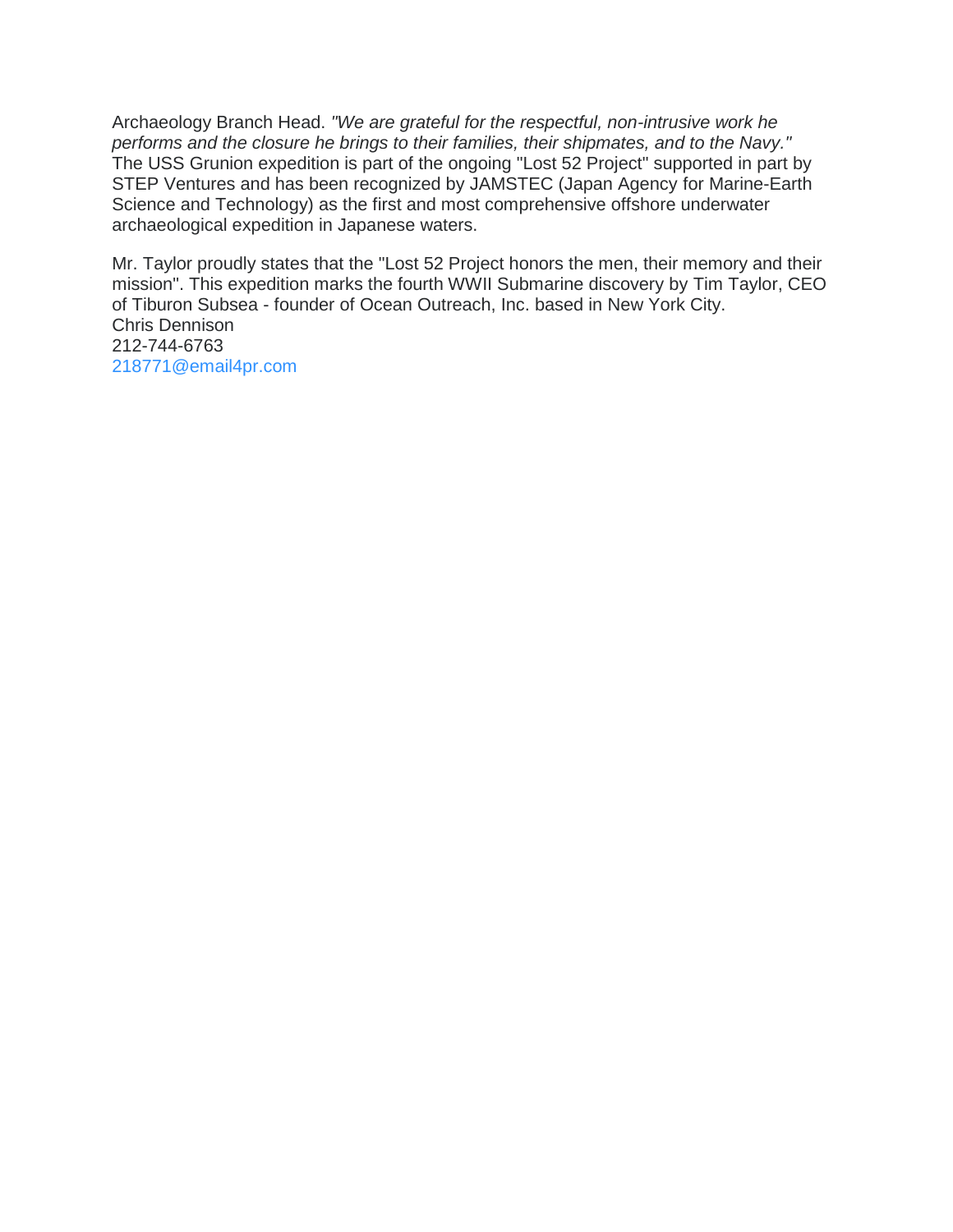Archaeology Branch Head. *"We are grateful for the respectful, non-intrusive work he performs and the closure he brings to their families, their shipmates, and to the Navy."*
The USS Grunion expedition is part of the ongoing "Lost 52 Project" supported in part by STEP Ventures and has been recognized by JAMSTEC (Japan Agency for Marine-Earth Science and Technology) as the first and most comprehensive offshore underwater archaeological expedition in Japanese waters.

Mr. Taylor proudly states that the "Lost 52 Project honors the men, their memory and their mission". This expedition marks the fourth WWII Submarine discovery by Tim Taylor, CEO of Tiburon Subsea - founder of Ocean Outreach, Inc. based in New York City.
Chris Dennison
212-744-6763
218771@email4pr.com